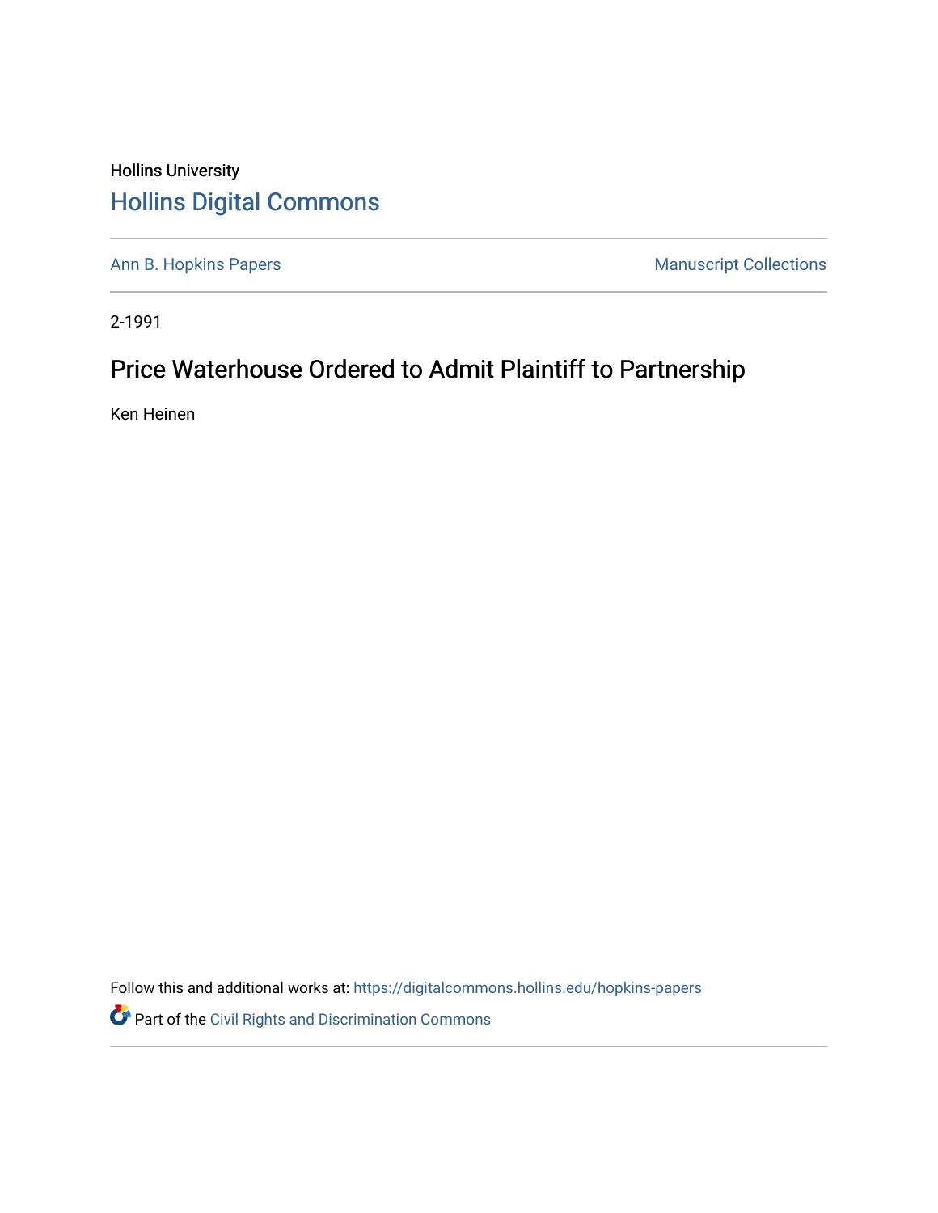Hollins University

# Hollins Digital Commons

Ann B. Hopkins Papers | Manuscript Collections

2-1991

## Price Waterhouse Ordered to Admit Plaintiff to Partnership

Ken Heinen

Follow this and additional works at: https://digitalcommons.hollins.edu/hopkins-papers

Part of the Civil Rights and Discrimination Commons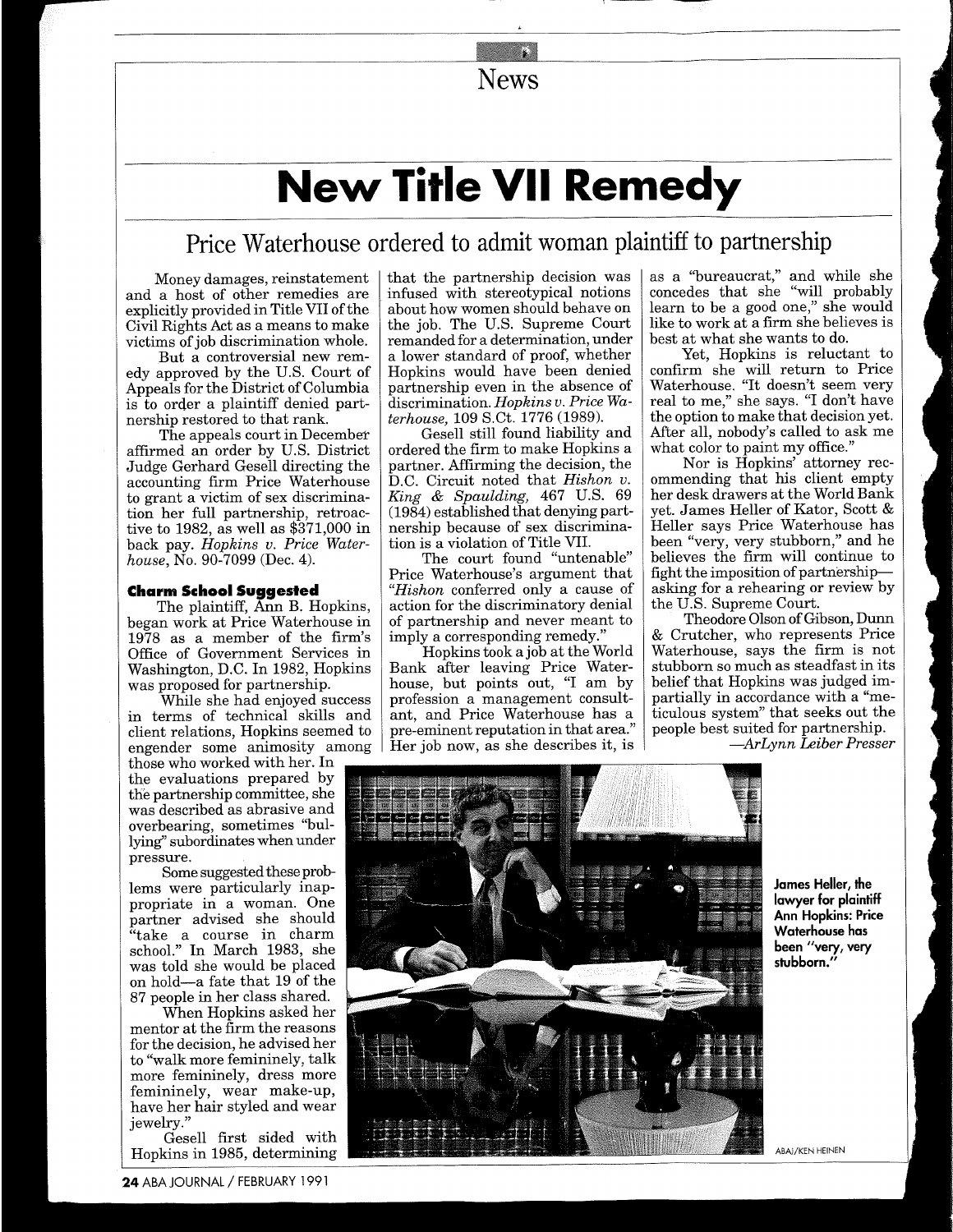News

# New Title VII Remedy

## Price Waterhouse ordered to admit woman plaintiff to partnership

Money damages, reinstatement and a host of other remedies are explicitly provided in Title VII of the Civil Rights Act as a means to make victims of job discrimination whole.

But a controversial new remedy approved by the U.S. Court of Appeals for the District of Columbia is to order a plaintiff denied partnership restored to that rank.

The appeals court in December affirmed an order by U.S. District Judge Gerhard Gesell directing the accounting firm Price Waterhouse to grant a victim of sex discrimination her full partnership, retroactive to 1982, as well as $371,000 in back pay. *Hopkins v. Price Waterhouse*, No. 90-7099 (Dec. 4).

### Charm School Suggested

The plaintiff, Ann B. Hopkins, began work at Price Waterhouse in 1978 as a member of the firm's Office of Government Services in Washington, D.C. In 1982, Hopkins was proposed for partnership.

While she had enjoyed success in terms of technical skills and client relations, Hopkins seemed to engender some animosity among those who worked with her. In the evaluations prepared by the partnership committee, she was described as abrasive and overbearing, sometimes "bullying" subordinates when under pressure.

Some suggested these problems were particularly inappropriate in a woman. One partner advised she should "take a course in charm school." In March 1983, she was told she would be placed on hold—a fate that 19 of the 87 people in her class shared.

When Hopkins asked her mentor at the firm the reasons for the decision, he advised her to "walk more femininely, talk more femininely, dress more femininely, wear make-up, have her hair styled and wear jewelry."

Gesell first sided with Hopkins in 1985, determining that the partnership decision was infused with stereotypical notions about how women should behave on the job. The U.S. Supreme Court remanded for a determination, under a lower standard of proof, whether Hopkins would have been denied partnership even in the absence of discrimination. *Hopkins v. Price Waterhouse,* 109 S.Ct. 1776 (1989).

Gesell still found liability and ordered the firm to make Hopkins a partner. Affirming the decision, the D.C. Circuit noted that *Hishon v. King & Spaulding,* 467 U.S. 69 (1984) established that denying partnership because of sex discrimination is a violation of Title VII.

The court found "untenable" Price Waterhouse's argument that "*Hishon* conferred only a cause of action for the discriminatory denial of partnership and never meant to imply a corresponding remedy."

Hopkins took a job at the World Bank after leaving Price Waterhouse, but points out, "I am by profession a management consultant, and Price Waterhouse has a pre-eminent reputation in that area." Her job now, as she describes it, is as a "bureaucrat," and while she concedes that she "will probably learn to be a good one," she would like to work at a firm she believes is best at what she wants to do.

Yet, Hopkins is reluctant to confirm she will return to Price Waterhouse. "It doesn't seem very real to me," she says. "I don't have the option to make that decision yet. After all, nobody's called to ask me what color to paint my office."

Nor is Hopkins' attorney recommending that his client empty her desk drawers at the World Bank yet. James Heller of Kator, Scott & Heller says Price Waterhouse has been "very, very stubborn," and he believes the firm will continue to fight the imposition of partnership—asking for a rehearing or review by the U.S. Supreme Court.

Theodore Olson of Gibson, Dunn & Crutcher, who represents Price Waterhouse, says the firm is not stubborn so much as steadfast in its belief that Hopkins was judged impartially in accordance with a "meticulous system" that seeks out the people best suited for partnership.

—*ArLynn Leiber Presser*

**James Heller, the lawyer for plaintiff Ann Hopkins: Price Waterhouse has been "very, very stubborn."**

ABAJ/KEN HEINEN